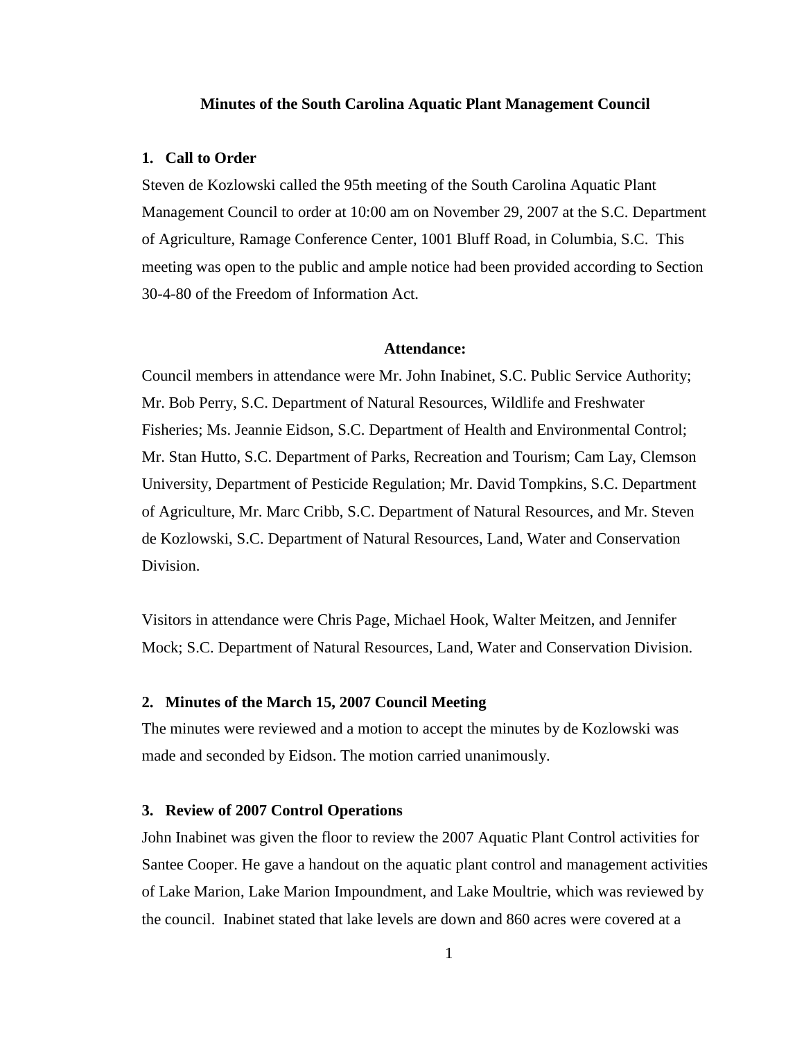# Minutes of the South Carolina Aquatic Plant Management Council

## 1. Call to Order

Steven de Kozlowski called the 95th meeting of the South Carolina Aquatic Plant Management Council to order at 10:00 am on November 29, 2007 at the S.C. Department of Agriculture, Ramage Conference Center, 1001 Bluff Road, in Columbia, S.C. This meeting was open to the public and ample notice had been provided according to Section 30-4-80 of the Freedom of Information Act.

### Attendance:

Council members in attendance were Mr. John Inabinet, S.C. Public Service Authority; Mr. Bob Perry, S.C. Department of Natural Resources, Wildlife and Freshwater Fisheries; Ms. Jeannie Eidson, S.C. Department of Health and Environmental Control; Mr. Stan Hutto, S.C. Department of Parks, Recreation and Tourism; Cam Lay, Clemson University, Department of Pesticide Regulation; Mr. David Tompkins, S.C. Department of Agriculture, Mr. Marc Cribb, S.C. Department of Natural Resources, and Mr. Steven de Kozlowski, S.C. Department of Natural Resources, Land, Water and Conservation Division.

Visitors in attendance were Chris Page, Michael Hook, Walter Meitzen, and Jennifer Mock; S.C. Department of Natural Resources, Land, Water and Conservation Division.

## 2. Minutes of the March 15, 2007 Council Meeting

The minutes were reviewed and a motion to accept the minutes by de Kozlowski was made and seconded by Eidson. The motion carried unanimously.

## 3. Review of 2007 Control Operations

John Inabinet was given the floor to review the 2007 Aquatic Plant Control activities for Santee Cooper. He gave a handout on the aquatic plant control and management activities of Lake Marion, Lake Marion Impoundment, and Lake Moultrie, which was reviewed by the council. Inabinet stated that lake levels are down and 860 acres were covered at a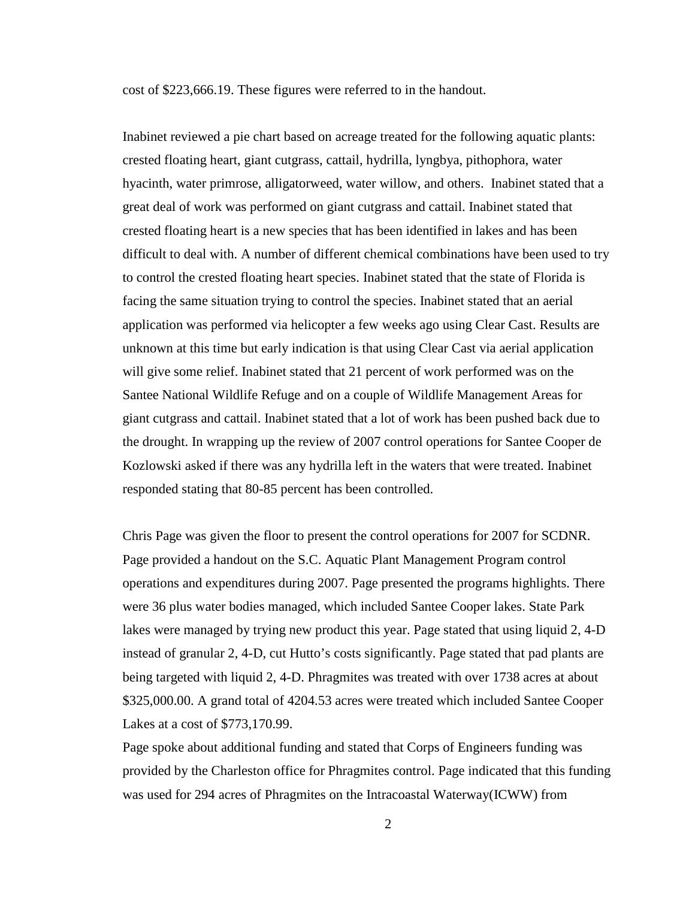cost of $223,666.19. These figures were referred to in the handout.

Inabinet reviewed a pie chart based on acreage treated for the following aquatic plants: crested floating heart, giant cutgrass, cattail, hydrilla, lyngbya, pithophora, water hyacinth, water primrose, alligatorweed, water willow, and others. Inabinet stated that a great deal of work was performed on giant cutgrass and cattail. Inabinet stated that crested floating heart is a new species that has been identified in lakes and has been difficult to deal with. A number of different chemical combinations have been used to try to control the crested floating heart species. Inabinet stated that the state of Florida is facing the same situation trying to control the species. Inabinet stated that an aerial application was performed via helicopter a few weeks ago using Clear Cast. Results are unknown at this time but early indication is that using Clear Cast via aerial application will give some relief. Inabinet stated that 21 percent of work performed was on the Santee National Wildlife Refuge and on a couple of Wildlife Management Areas for giant cutgrass and cattail. Inabinet stated that a lot of work has been pushed back due to the drought. In wrapping up the review of 2007 control operations for Santee Cooper de Kozlowski asked if there was any hydrilla left in the waters that were treated. Inabinet responded stating that 80-85 percent has been controlled.

Chris Page was given the floor to present the control operations for 2007 for SCDNR. Page provided a handout on the S.C. Aquatic Plant Management Program control operations and expenditures during 2007. Page presented the programs highlights. There were 36 plus water bodies managed, which included Santee Cooper lakes. State Park lakes were managed by trying new product this year. Page stated that using liquid 2, 4-D instead of granular 2, 4-D, cut Hutto's costs significantly. Page stated that pad plants are being targeted with liquid 2, 4-D. Phragmites was treated with over 1738 acres at about $325,000.00. A grand total of 4204.53 acres were treated which included Santee Cooper Lakes at a cost of $773,170.99.

Page spoke about additional funding and stated that Corps of Engineers funding was provided by the Charleston office for Phragmites control. Page indicated that this funding was used for 294 acres of Phragmites on the Intracoastal Waterway(ICWW) from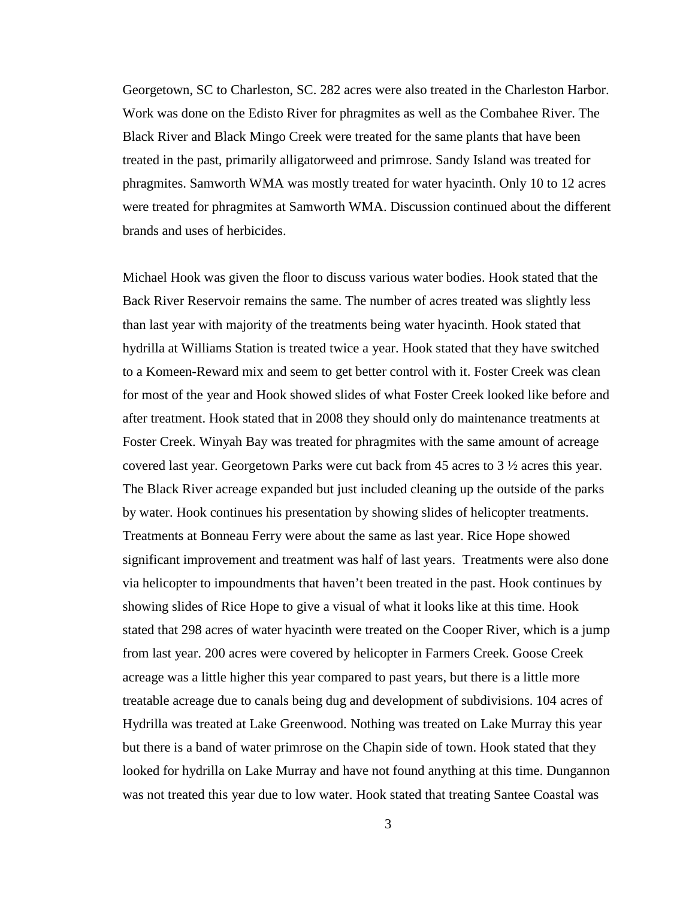Georgetown, SC to Charleston, SC. 282 acres were also treated in the Charleston Harbor. Work was done on the Edisto River for phragmites as well as the Combahee River. The Black River and Black Mingo Creek were treated for the same plants that have been treated in the past, primarily alligatorweed and primrose. Sandy Island was treated for phragmites. Samworth WMA was mostly treated for water hyacinth. Only 10 to 12 acres were treated for phragmites at Samworth WMA. Discussion continued about the different brands and uses of herbicides.

Michael Hook was given the floor to discuss various water bodies. Hook stated that the Back River Reservoir remains the same. The number of acres treated was slightly less than last year with majority of the treatments being water hyacinth. Hook stated that hydrilla at Williams Station is treated twice a year. Hook stated that they have switched to a Komeen-Reward mix and seem to get better control with it. Foster Creek was clean for most of the year and Hook showed slides of what Foster Creek looked like before and after treatment. Hook stated that in 2008 they should only do maintenance treatments at Foster Creek. Winyah Bay was treated for phragmites with the same amount of acreage covered last year. Georgetown Parks were cut back from 45 acres to 3 ½ acres this year. The Black River acreage expanded but just included cleaning up the outside of the parks by water. Hook continues his presentation by showing slides of helicopter treatments. Treatments at Bonneau Ferry were about the same as last year. Rice Hope showed significant improvement and treatment was half of last years. Treatments were also done via helicopter to impoundments that haven't been treated in the past. Hook continues by showing slides of Rice Hope to give a visual of what it looks like at this time. Hook stated that 298 acres of water hyacinth were treated on the Cooper River, which is a jump from last year. 200 acres were covered by helicopter in Farmers Creek. Goose Creek acreage was a little higher this year compared to past years, but there is a little more treatable acreage due to canals being dug and development of subdivisions. 104 acres of Hydrilla was treated at Lake Greenwood. Nothing was treated on Lake Murray this year but there is a band of water primrose on the Chapin side of town. Hook stated that they looked for hydrilla on Lake Murray and have not found anything at this time. Dungannon was not treated this year due to low water. Hook stated that treating Santee Coastal was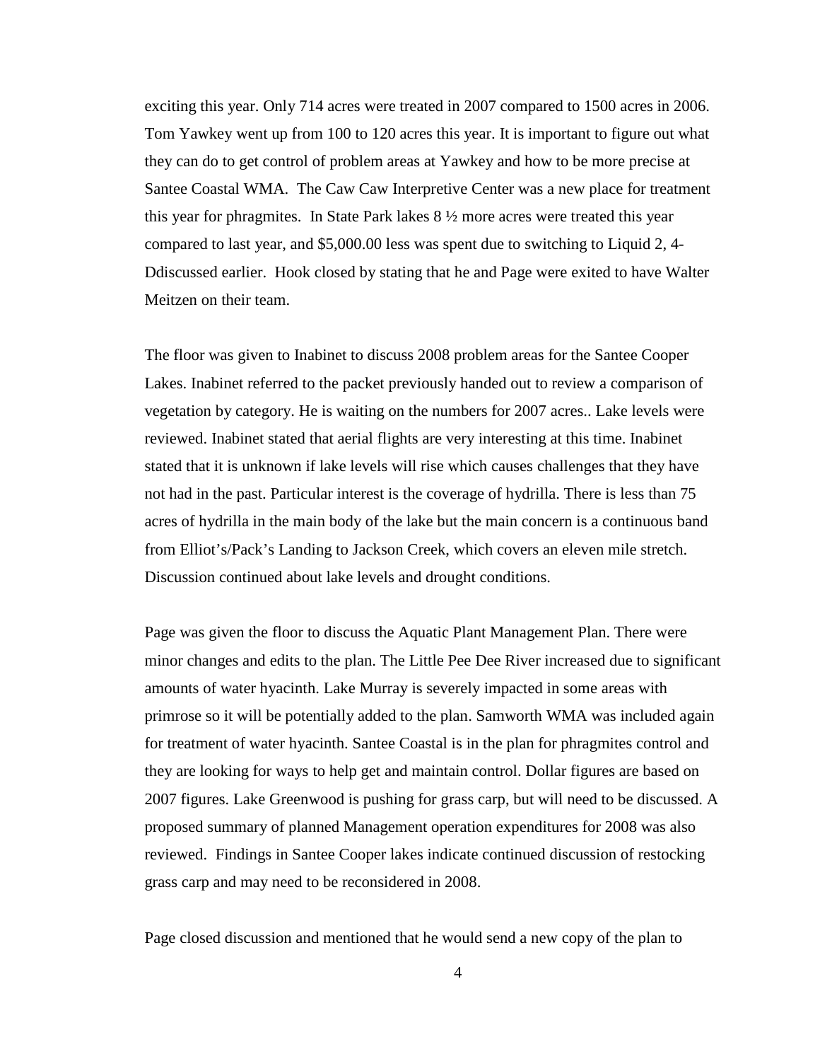exciting this year. Only 714 acres were treated in 2007 compared to 1500 acres in 2006. Tom Yawkey went up from 100 to 120 acres this year. It is important to figure out what they can do to get control of problem areas at Yawkey and how to be more precise at Santee Coastal WMA. The Caw Caw Interpretive Center was a new place for treatment this year for phragmites. In State Park lakes 8 ½ more acres were treated this year compared to last year, and $5,000.00 less was spent due to switching to Liquid 2, 4-Ddiscussed earlier. Hook closed by stating that he and Page were exited to have Walter Meitzen on their team.

The floor was given to Inabinet to discuss 2008 problem areas for the Santee Cooper Lakes. Inabinet referred to the packet previously handed out to review a comparison of vegetation by category. He is waiting on the numbers for 2007 acres.. Lake levels were reviewed. Inabinet stated that aerial flights are very interesting at this time. Inabinet stated that it is unknown if lake levels will rise which causes challenges that they have not had in the past. Particular interest is the coverage of hydrilla. There is less than 75 acres of hydrilla in the main body of the lake but the main concern is a continuous band from Elliot's/Pack's Landing to Jackson Creek, which covers an eleven mile stretch. Discussion continued about lake levels and drought conditions.

Page was given the floor to discuss the Aquatic Plant Management Plan. There were minor changes and edits to the plan. The Little Pee Dee River increased due to significant amounts of water hyacinth. Lake Murray is severely impacted in some areas with primrose so it will be potentially added to the plan. Samworth WMA was included again for treatment of water hyacinth. Santee Coastal is in the plan for phragmites control and they are looking for ways to help get and maintain control. Dollar figures are based on 2007 figures. Lake Greenwood is pushing for grass carp, but will need to be discussed. A proposed summary of planned Management operation expenditures for 2008 was also reviewed. Findings in Santee Cooper lakes indicate continued discussion of restocking grass carp and may need to be reconsidered in 2008.

Page closed discussion and mentioned that he would send a new copy of the plan to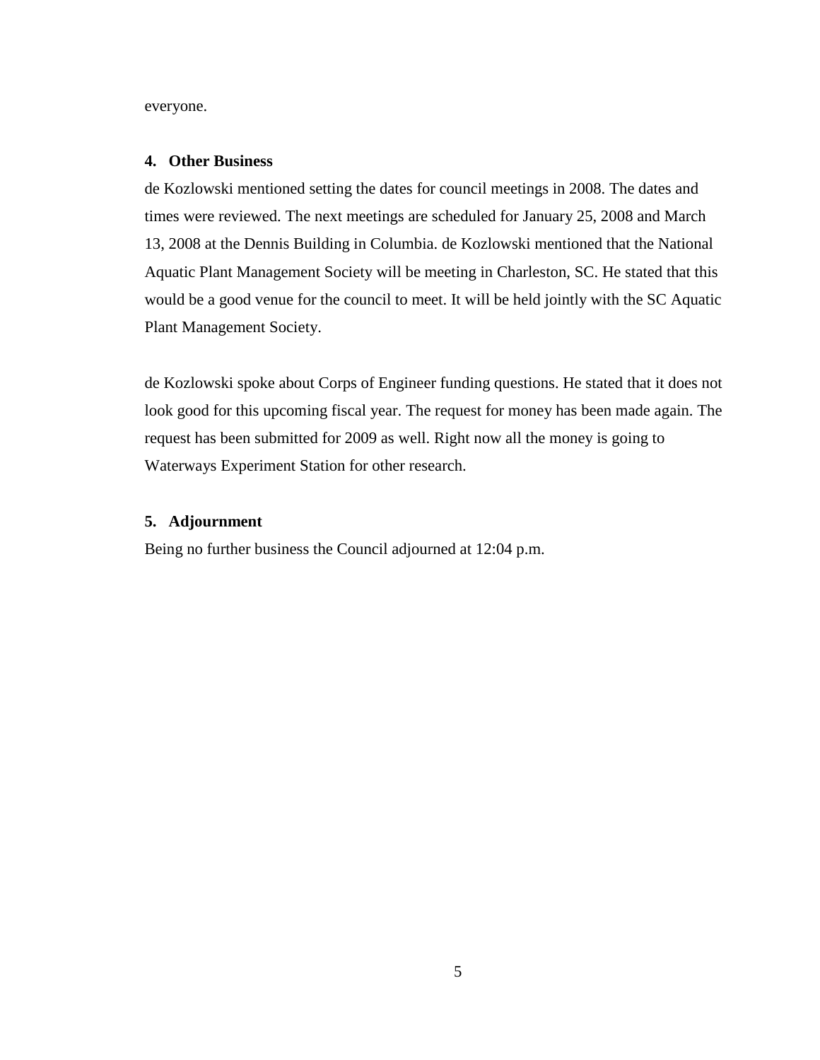everyone.

**4. Other Business**

de Kozlowski mentioned setting the dates for council meetings in 2008. The dates and times were reviewed. The next meetings are scheduled for January 25, 2008 and March 13, 2008 at the Dennis Building in Columbia. de Kozlowski mentioned that the National Aquatic Plant Management Society will be meeting in Charleston, SC. He stated that this would be a good venue for the council to meet. It will be held jointly with the SC Aquatic Plant Management Society.

de Kozlowski spoke about Corps of Engineer funding questions. He stated that it does not look good for this upcoming fiscal year. The request for money has been made again. The request has been submitted for 2009 as well. Right now all the money is going to Waterways Experiment Station for other research.

**5. Adjournment**

Being no further business the Council adjourned at 12:04 p.m.